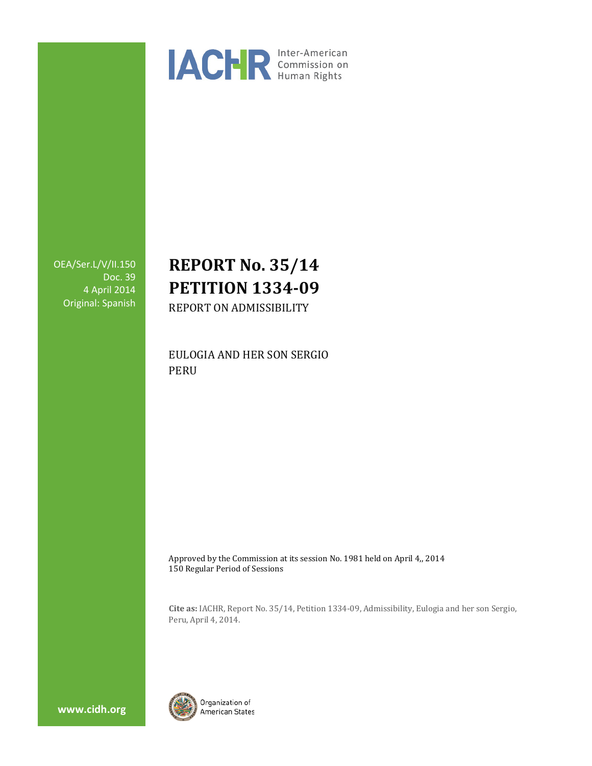IACHR Inter-American Commission on Human Rights

OEA/Ser.L/V/II.150
Doc. 39
4 April 2014
Original: Spanish

# REPORT No. 35/14
# PETITION 1334-09

REPORT ON ADMISSIBILITY

EULOGIA AND HER SON SERGIO
PERU

Approved by the Commission at its session No. 1981 held on April 4,, 2014
150 Regular Period of Sessions

**Cite as:** IACHR, Report No. 35/14, Petition 1334-09, Admissibility, Eulogia and her son Sergio, Peru, April 4, 2014.

www.cidh.org

Organization of American States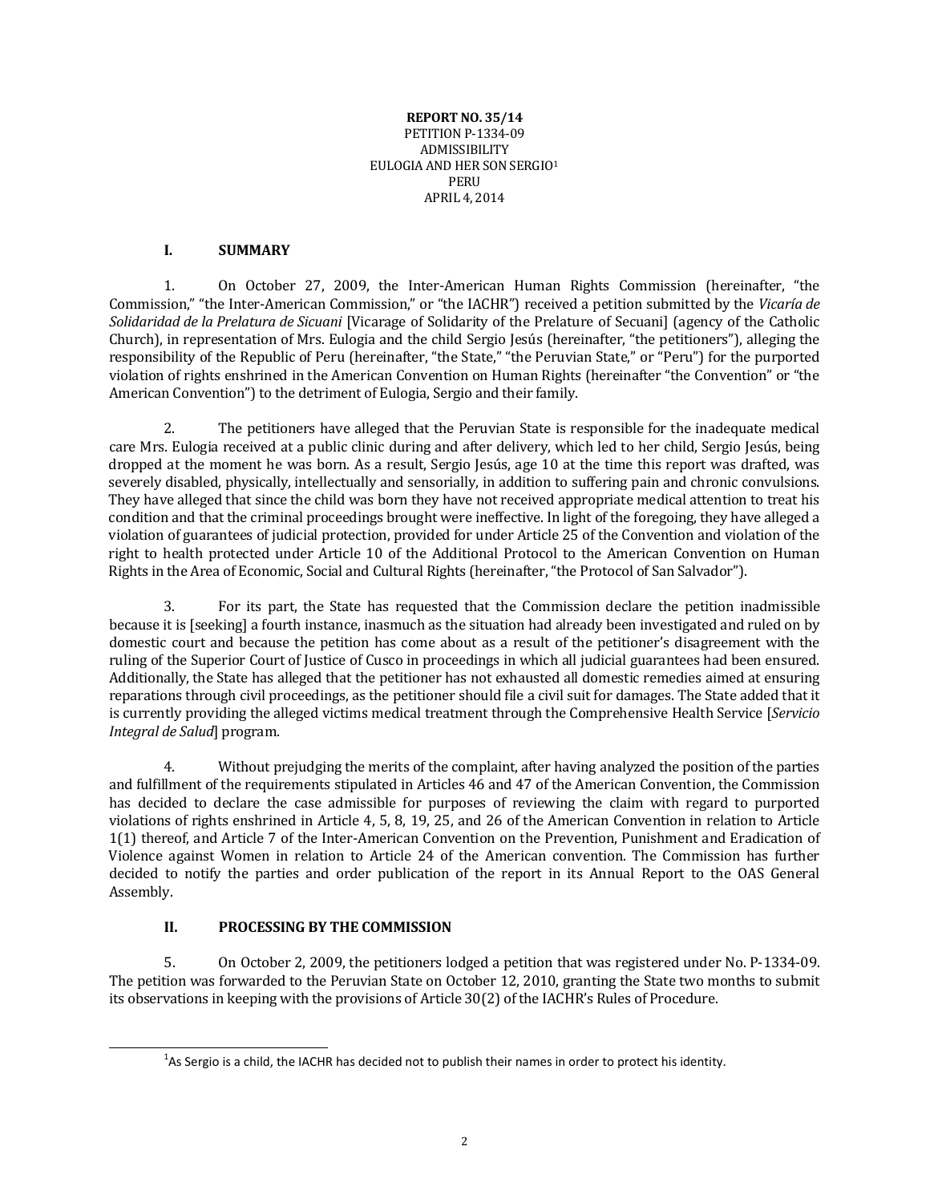**REPORT NO. 35/14**
PETITION P-1334-09
ADMISSIBILITY
EULOGIA AND HER SON SERGIO[1]
PERU
APRIL 4, 2014

## I. SUMMARY

1. On October 27, 2009, the Inter-American Human Rights Commission (hereinafter, "the Commission," "the Inter-American Commission," or "the IACHR") received a petition submitted by the *Vicaría de Solidaridad de la Prelatura de Sicuani* [Vicarage of Solidarity of the Prelature of Secuani] (agency of the Catholic Church), in representation of Mrs. Eulogia and the child Sergio Jesús (hereinafter, "the petitioners"), alleging the responsibility of the Republic of Peru (hereinafter, "the State," "the Peruvian State," or "Peru") for the purported violation of rights enshrined in the American Convention on Human Rights (hereinafter "the Convention" or "the American Convention") to the detriment of Eulogia, Sergio and their family.

2. The petitioners have alleged that the Peruvian State is responsible for the inadequate medical care Mrs. Eulogia received at a public clinic during and after delivery, which led to her child, Sergio Jesús, being dropped at the moment he was born. As a result, Sergio Jesús, age 10 at the time this report was drafted, was severely disabled, physically, intellectually and sensorially, in addition to suffering pain and chronic convulsions. They have alleged that since the child was born they have not received appropriate medical attention to treat his condition and that the criminal proceedings brought were ineffective. In light of the foregoing, they have alleged a violation of guarantees of judicial protection, provided for under Article 25 of the Convention and violation of the right to health protected under Article 10 of the Additional Protocol to the American Convention on Human Rights in the Area of Economic, Social and Cultural Rights (hereinafter, "the Protocol of San Salvador").

3. For its part, the State has requested that the Commission declare the petition inadmissible because it is [seeking] a fourth instance, inasmuch as the situation had already been investigated and ruled on by domestic court and because the petition has come about as a result of the petitioner's disagreement with the ruling of the Superior Court of Justice of Cusco in proceedings in which all judicial guarantees had been ensured. Additionally, the State has alleged that the petitioner has not exhausted all domestic remedies aimed at ensuring reparations through civil proceedings, as the petitioner should file a civil suit for damages. The State added that it is currently providing the alleged victims medical treatment through the Comprehensive Health Service [*Servicio Integral de Salud*] program.

4. Without prejudging the merits of the complaint, after having analyzed the position of the parties and fulfillment of the requirements stipulated in Articles 46 and 47 of the American Convention, the Commission has decided to declare the case admissible for purposes of reviewing the claim with regard to purported violations of rights enshrined in Article 4, 5, 8, 19, 25, and 26 of the American Convention in relation to Article 1(1) thereof, and Article 7 of the Inter-American Convention on the Prevention, Punishment and Eradication of Violence against Women in relation to Article 24 of the American convention. The Commission has further decided to notify the parties and order publication of the report in its Annual Report to the OAS General Assembly.

## II. PROCESSING BY THE COMMISSION

5. On October 2, 2009, the petitioners lodged a petition that was registered under No. P-1334-09. The petition was forwarded to the Peruvian State on October 12, 2010, granting the State two months to submit its observations in keeping with the provisions of Article 30(2) of the IACHR's Rules of Procedure.

[1] As Sergio is a child, the IACHR has decided not to publish their names in order to protect his identity.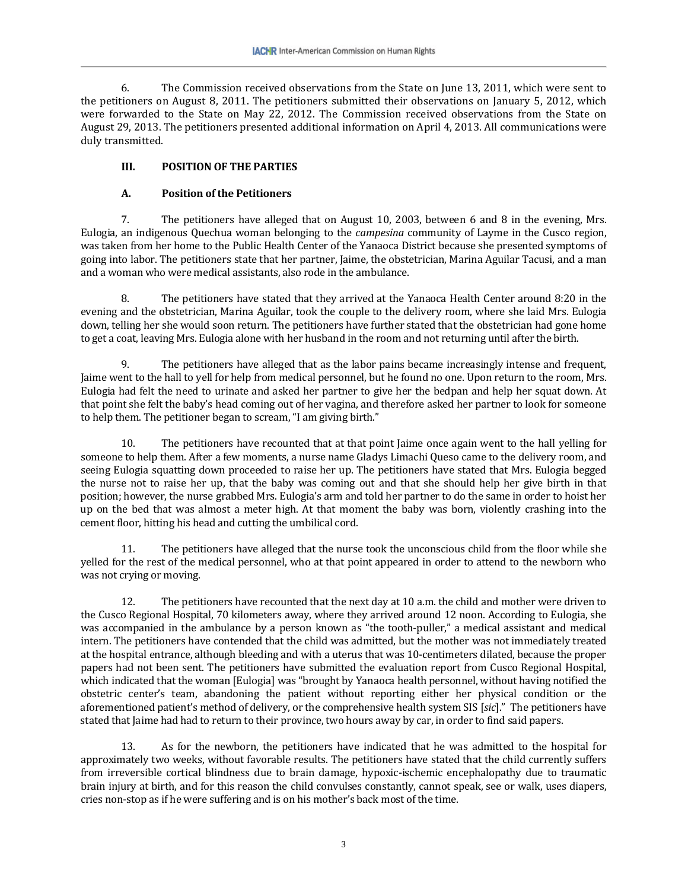6. The Commission received observations from the State on June 13, 2011, which were sent to the petitioners on August 8, 2011. The petitioners submitted their observations on January 5, 2012, which were forwarded to the State on May 22, 2012. The Commission received observations from the State on August 29, 2013. The petitioners presented additional information on April 4, 2013. All communications were duly transmitted.

## III. POSITION OF THE PARTIES

### A. Position of the Petitioners

7. The petitioners have alleged that on August 10, 2003, between 6 and 8 in the evening, Mrs. Eulogia, an indigenous Quechua woman belonging to the *campesina* community of Layme in the Cusco region, was taken from her home to the Public Health Center of the Yanaoca District because she presented symptoms of going into labor. The petitioners state that her partner, Jaime, the obstetrician, Marina Aguilar Tacusi, and a man and a woman who were medical assistants, also rode in the ambulance.

8. The petitioners have stated that they arrived at the Yanaoca Health Center around 8:20 in the evening and the obstetrician, Marina Aguilar, took the couple to the delivery room, where she laid Mrs. Eulogia down, telling her she would soon return. The petitioners have further stated that the obstetrician had gone home to get a coat, leaving Mrs. Eulogia alone with her husband in the room and not returning until after the birth.

9. The petitioners have alleged that as the labor pains became increasingly intense and frequent, Jaime went to the hall to yell for help from medical personnel, but he found no one. Upon return to the room, Mrs. Eulogia had felt the need to urinate and asked her partner to give her the bedpan and help her squat down. At that point she felt the baby's head coming out of her vagina, and therefore asked her partner to look for someone to help them. The petitioner began to scream, "I am giving birth."

10. The petitioners have recounted that at that point Jaime once again went to the hall yelling for someone to help them. After a few moments, a nurse name Gladys Limachi Queso came to the delivery room, and seeing Eulogia squatting down proceeded to raise her up. The petitioners have stated that Mrs. Eulogia begged the nurse not to raise her up, that the baby was coming out and that she should help her give birth in that position; however, the nurse grabbed Mrs. Eulogia's arm and told her partner to do the same in order to hoist her up on the bed that was almost a meter high. At that moment the baby was born, violently crashing into the cement floor, hitting his head and cutting the umbilical cord.

11. The petitioners have alleged that the nurse took the unconscious child from the floor while she yelled for the rest of the medical personnel, who at that point appeared in order to attend to the newborn who was not crying or moving.

12. The petitioners have recounted that the next day at 10 a.m. the child and mother were driven to the Cusco Regional Hospital, 70 kilometers away, where they arrived around 12 noon. According to Eulogia, she was accompanied in the ambulance by a person known as "the tooth-puller," a medical assistant and medical intern. The petitioners have contended that the child was admitted, but the mother was not immediately treated at the hospital entrance, although bleeding and with a uterus that was 10-centimeters dilated, because the proper papers had not been sent. The petitioners have submitted the evaluation report from Cusco Regional Hospital, which indicated that the woman [Eulogia] was "brought by Yanaoca health personnel, without having notified the obstetric center's team, abandoning the patient without reporting either her physical condition or the aforementioned patient's method of delivery, or the comprehensive health system SIS [*sic*]." The petitioners have stated that Jaime had had to return to their province, two hours away by car, in order to find said papers.

13. As for the newborn, the petitioners have indicated that he was admitted to the hospital for approximately two weeks, without favorable results. The petitioners have stated that the child currently suffers from irreversible cortical blindness due to brain damage, hypoxic-ischemic encephalopathy due to traumatic brain injury at birth, and for this reason the child convulses constantly, cannot speak, see or walk, uses diapers, cries non-stop as if he were suffering and is on his mother's back most of the time.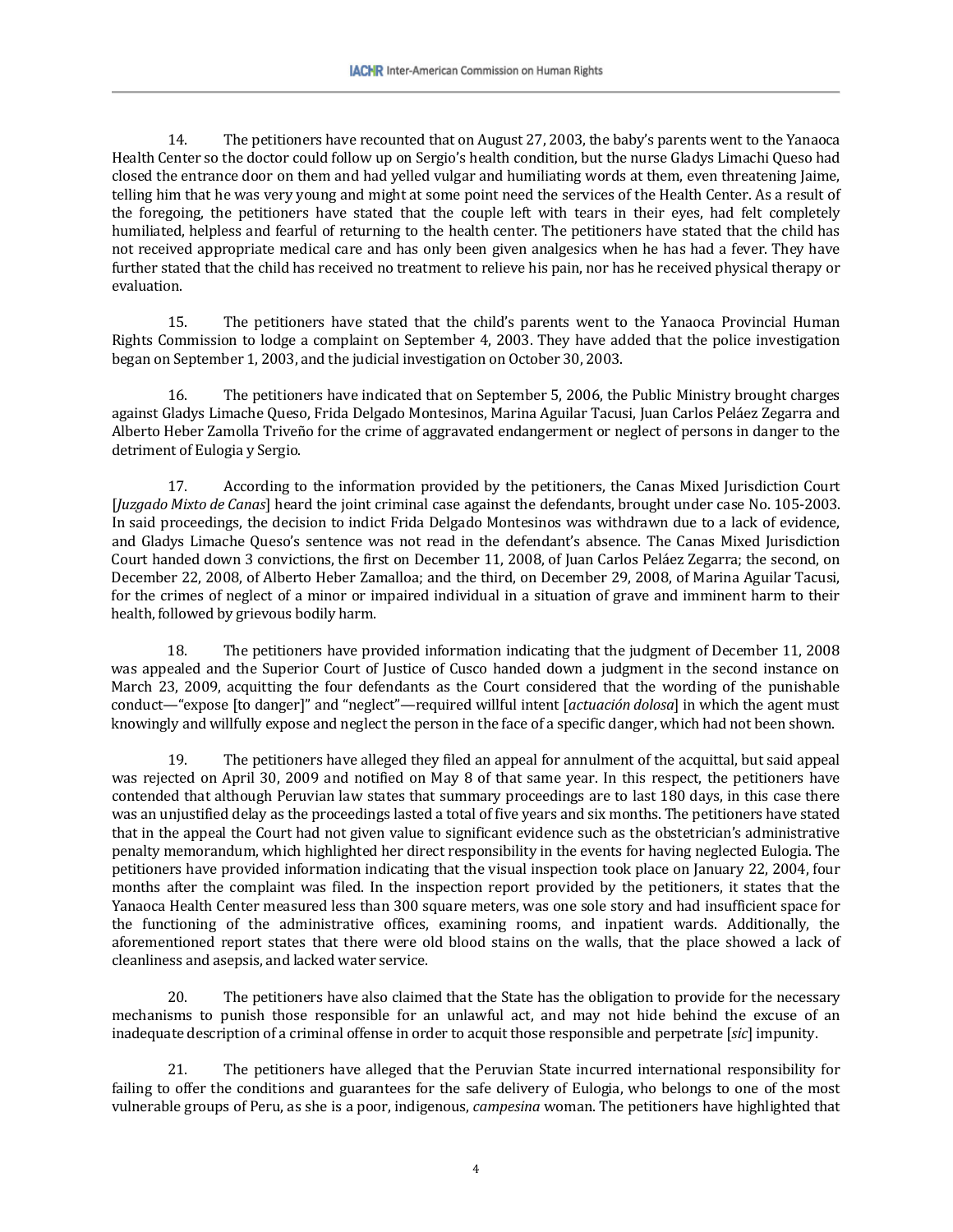14. The petitioners have recounted that on August 27, 2003, the baby's parents went to the Yanaoca Health Center so the doctor could follow up on Sergio's health condition, but the nurse Gladys Limachi Queso had closed the entrance door on them and had yelled vulgar and humiliating words at them, even threatening Jaime, telling him that he was very young and might at some point need the services of the Health Center. As a result of the foregoing, the petitioners have stated that the couple left with tears in their eyes, had felt completely humiliated, helpless and fearful of returning to the health center. The petitioners have stated that the child has not received appropriate medical care and has only been given analgesics when he has had a fever. They have further stated that the child has received no treatment to relieve his pain, nor has he received physical therapy or evaluation.

15. The petitioners have stated that the child's parents went to the Yanaoca Provincial Human Rights Commission to lodge a complaint on September 4, 2003. They have added that the police investigation began on September 1, 2003, and the judicial investigation on October 30, 2003.

16. The petitioners have indicated that on September 5, 2006, the Public Ministry brought charges against Gladys Limache Queso, Frida Delgado Montesinos, Marina Aguilar Tacusi, Juan Carlos Peláez Zegarra and Alberto Heber Zamolla Triveño for the crime of aggravated endangerment or neglect of persons in danger to the detriment of Eulogia y Sergio.

17. According to the information provided by the petitioners, the Canas Mixed Jurisdiction Court [*Juzgado Mixto de Canas*] heard the joint criminal case against the defendants, brought under case No. 105-2003. In said proceedings, the decision to indict Frida Delgado Montesinos was withdrawn due to a lack of evidence, and Gladys Limache Queso's sentence was not read in the defendant's absence. The Canas Mixed Jurisdiction Court handed down 3 convictions, the first on December 11, 2008, of Juan Carlos Peláez Zegarra; the second, on December 22, 2008, of Alberto Heber Zamalloa; and the third, on December 29, 2008, of Marina Aguilar Tacusi, for the crimes of neglect of a minor or impaired individual in a situation of grave and imminent harm to their health, followed by grievous bodily harm.

18. The petitioners have provided information indicating that the judgment of December 11, 2008 was appealed and the Superior Court of Justice of Cusco handed down a judgment in the second instance on March 23, 2009, acquitting the four defendants as the Court considered that the wording of the punishable conduct—"expose [to danger]" and "neglect"—required willful intent [*actuación dolosa*] in which the agent must knowingly and willfully expose and neglect the person in the face of a specific danger, which had not been shown.

19. The petitioners have alleged they filed an appeal for annulment of the acquittal, but said appeal was rejected on April 30, 2009 and notified on May 8 of that same year. In this respect, the petitioners have contended that although Peruvian law states that summary proceedings are to last 180 days, in this case there was an unjustified delay as the proceedings lasted a total of five years and six months. The petitioners have stated that in the appeal the Court had not given value to significant evidence such as the obstetrician's administrative penalty memorandum, which highlighted her direct responsibility in the events for having neglected Eulogia. The petitioners have provided information indicating that the visual inspection took place on January 22, 2004, four months after the complaint was filed. In the inspection report provided by the petitioners, it states that the Yanaoca Health Center measured less than 300 square meters, was one sole story and had insufficient space for the functioning of the administrative offices, examining rooms, and inpatient wards. Additionally, the aforementioned report states that there were old blood stains on the walls, that the place showed a lack of cleanliness and asepsis, and lacked water service.

20. The petitioners have also claimed that the State has the obligation to provide for the necessary mechanisms to punish those responsible for an unlawful act, and may not hide behind the excuse of an inadequate description of a criminal offense in order to acquit those responsible and perpetrate [*sic*] impunity.

21. The petitioners have alleged that the Peruvian State incurred international responsibility for failing to offer the conditions and guarantees for the safe delivery of Eulogia, who belongs to one of the most vulnerable groups of Peru, as she is a poor, indigenous, *campesina* woman. The petitioners have highlighted that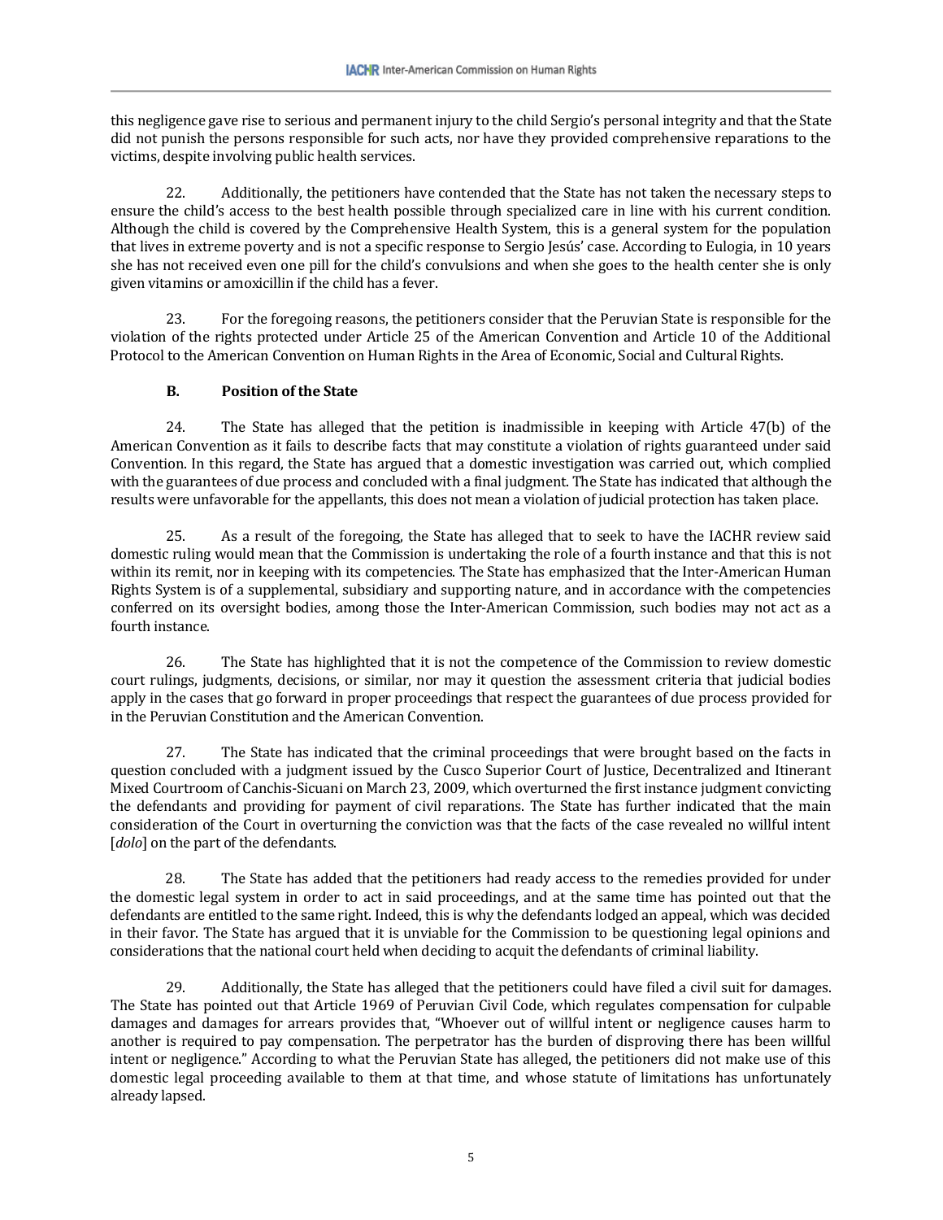this negligence gave rise to serious and permanent injury to the child Sergio's personal integrity and that the State did not punish the persons responsible for such acts, nor have they provided comprehensive reparations to the victims, despite involving public health services.

22. Additionally, the petitioners have contended that the State has not taken the necessary steps to ensure the child's access to the best health possible through specialized care in line with his current condition. Although the child is covered by the Comprehensive Health System, this is a general system for the population that lives in extreme poverty and is not a specific response to Sergio Jesús' case. According to Eulogia, in 10 years she has not received even one pill for the child's convulsions and when she goes to the health center she is only given vitamins or amoxicillin if the child has a fever.

23. For the foregoing reasons, the petitioners consider that the Peruvian State is responsible for the violation of the rights protected under Article 25 of the American Convention and Article 10 of the Additional Protocol to the American Convention on Human Rights in the Area of Economic, Social and Cultural Rights.

### B. Position of the State

24. The State has alleged that the petition is inadmissible in keeping with Article 47(b) of the American Convention as it fails to describe facts that may constitute a violation of rights guaranteed under said Convention. In this regard, the State has argued that a domestic investigation was carried out, which complied with the guarantees of due process and concluded with a final judgment. The State has indicated that although the results were unfavorable for the appellants, this does not mean a violation of judicial protection has taken place.

25. As a result of the foregoing, the State has alleged that to seek to have the IACHR review said domestic ruling would mean that the Commission is undertaking the role of a fourth instance and that this is not within its remit, nor in keeping with its competencies. The State has emphasized that the Inter-American Human Rights System is of a supplemental, subsidiary and supporting nature, and in accordance with the competencies conferred on its oversight bodies, among those the Inter-American Commission, such bodies may not act as a fourth instance.

26. The State has highlighted that it is not the competence of the Commission to review domestic court rulings, judgments, decisions, or similar, nor may it question the assessment criteria that judicial bodies apply in the cases that go forward in proper proceedings that respect the guarantees of due process provided for in the Peruvian Constitution and the American Convention.

27. The State has indicated that the criminal proceedings that were brought based on the facts in question concluded with a judgment issued by the Cusco Superior Court of Justice, Decentralized and Itinerant Mixed Courtroom of Canchis-Sicuani on March 23, 2009, which overturned the first instance judgment convicting the defendants and providing for payment of civil reparations. The State has further indicated that the main consideration of the Court in overturning the conviction was that the facts of the case revealed no willful intent [*dolo*] on the part of the defendants.

28. The State has added that the petitioners had ready access to the remedies provided for under the domestic legal system in order to act in said proceedings, and at the same time has pointed out that the defendants are entitled to the same right. Indeed, this is why the defendants lodged an appeal, which was decided in their favor. The State has argued that it is unviable for the Commission to be questioning legal opinions and considerations that the national court held when deciding to acquit the defendants of criminal liability.

29. Additionally, the State has alleged that the petitioners could have filed a civil suit for damages. The State has pointed out that Article 1969 of Peruvian Civil Code, which regulates compensation for culpable damages and damages for arrears provides that, "Whoever out of willful intent or negligence causes harm to another is required to pay compensation. The perpetrator has the burden of disproving there has been willful intent or negligence." According to what the Peruvian State has alleged, the petitioners did not make use of this domestic legal proceeding available to them at that time, and whose statute of limitations has unfortunately already lapsed.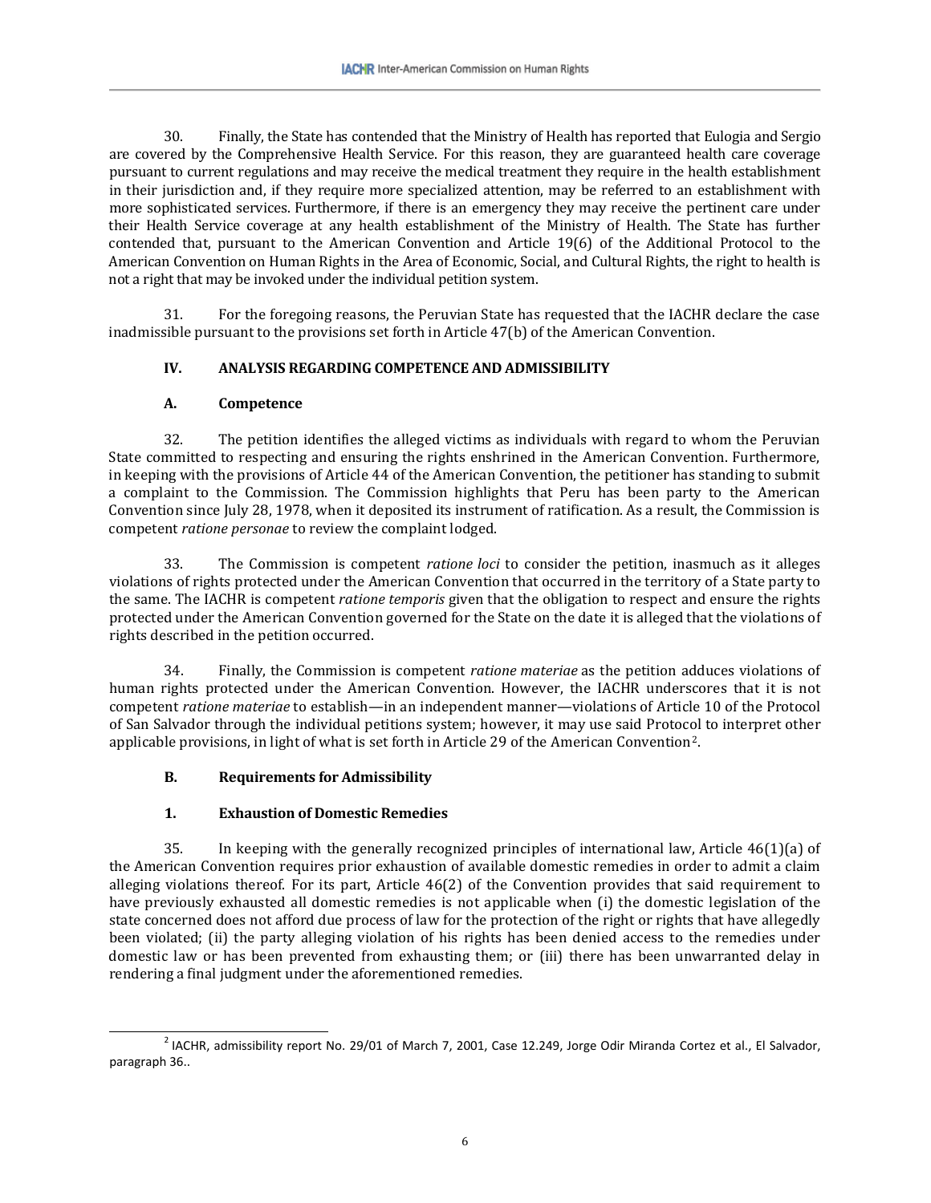30. Finally, the State has contended that the Ministry of Health has reported that Eulogia and Sergio are covered by the Comprehensive Health Service. For this reason, they are guaranteed health care coverage pursuant to current regulations and may receive the medical treatment they require in the health establishment in their jurisdiction and, if they require more specialized attention, may be referred to an establishment with more sophisticated services. Furthermore, if there is an emergency they may receive the pertinent care under their Health Service coverage at any health establishment of the Ministry of Health. The State has further contended that, pursuant to the American Convention and Article 19(6) of the Additional Protocol to the American Convention on Human Rights in the Area of Economic, Social, and Cultural Rights, the right to health is not a right that may be invoked under the individual petition system.

31. For the foregoing reasons, the Peruvian State has requested that the IACHR declare the case inadmissible pursuant to the provisions set forth in Article 47(b) of the American Convention.

## IV. ANALYSIS REGARDING COMPETENCE AND ADMISSIBILITY

### A. Competence

32. The petition identifies the alleged victims as individuals with regard to whom the Peruvian State committed to respecting and ensuring the rights enshrined in the American Convention. Furthermore, in keeping with the provisions of Article 44 of the American Convention, the petitioner has standing to submit a complaint to the Commission. The Commission highlights that Peru has been party to the American Convention since July 28, 1978, when it deposited its instrument of ratification. As a result, the Commission is competent *ratione personae* to review the complaint lodged.

33. The Commission is competent *ratione loci* to consider the petition, inasmuch as it alleges violations of rights protected under the American Convention that occurred in the territory of a State party to the same. The IACHR is competent *ratione temporis* given that the obligation to respect and ensure the rights protected under the American Convention governed for the State on the date it is alleged that the violations of rights described in the petition occurred.

34. Finally, the Commission is competent *ratione materiae* as the petition adduces violations of human rights protected under the American Convention. However, the IACHR underscores that it is not competent *ratione materiae* to establish—in an independent manner—violations of Article 10 of the Protocol of San Salvador through the individual petitions system; however, it may use said Protocol to interpret other applicable provisions, in light of what is set forth in Article 29 of the American Convention[2].

### B. Requirements for Admissibility

#### 1. Exhaustion of Domestic Remedies

35. In keeping with the generally recognized principles of international law, Article 46(1)(a) of the American Convention requires prior exhaustion of available domestic remedies in order to admit a claim alleging violations thereof. For its part, Article 46(2) of the Convention provides that said requirement to have previously exhausted all domestic remedies is not applicable when (i) the domestic legislation of the state concerned does not afford due process of law for the protection of the right or rights that have allegedly been violated; (ii) the party alleging violation of his rights has been denied access to the remedies under domestic law or has been prevented from exhausting them; or (iii) there has been unwarranted delay in rendering a final judgment under the aforementioned remedies.

---

[2] IACHR, admissibility report No. 29/01 of March 7, 2001, Case 12.249, Jorge Odir Miranda Cortez et al., El Salvador, paragraph 36..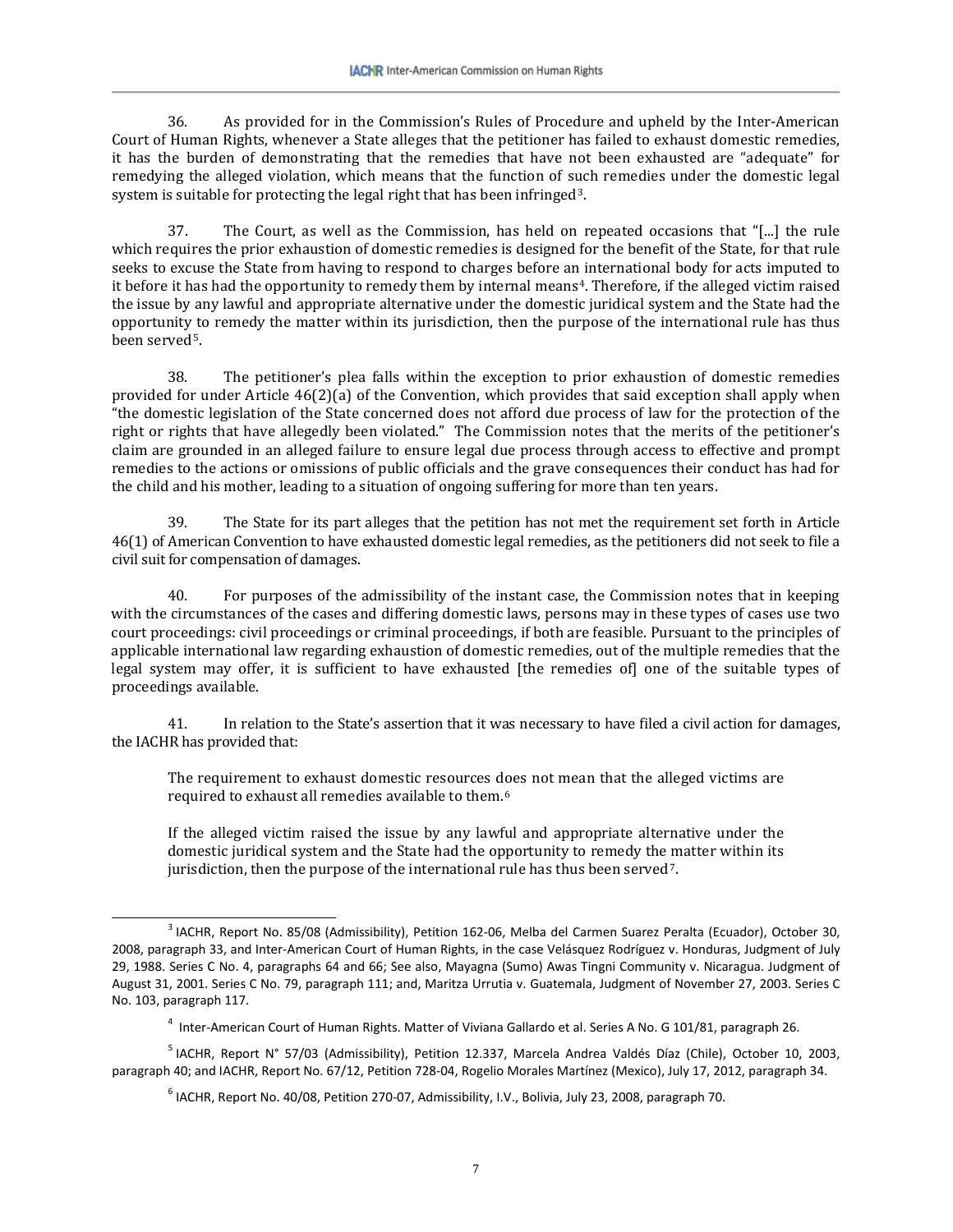36. As provided for in the Commission's Rules of Procedure and upheld by the Inter-American Court of Human Rights, whenever a State alleges that the petitioner has failed to exhaust domestic remedies, it has the burden of demonstrating that the remedies that have not been exhausted are "adequate" for remedying the alleged violation, which means that the function of such remedies under the domestic legal system is suitable for protecting the legal right that has been infringed[3].

37. The Court, as well as the Commission, has held on repeated occasions that "[...] the rule which requires the prior exhaustion of domestic remedies is designed for the benefit of the State, for that rule seeks to excuse the State from having to respond to charges before an international body for acts imputed to it before it has had the opportunity to remedy them by internal means[4]. Therefore, if the alleged victim raised the issue by any lawful and appropriate alternative under the domestic juridical system and the State had the opportunity to remedy the matter within its jurisdiction, then the purpose of the international rule has thus been served[5].

38. The petitioner's plea falls within the exception to prior exhaustion of domestic remedies provided for under Article 46(2)(a) of the Convention, which provides that said exception shall apply when "the domestic legislation of the State concerned does not afford due process of law for the protection of the right or rights that have allegedly been violated." The Commission notes that the merits of the petitioner's claim are grounded in an alleged failure to ensure legal due process through access to effective and prompt remedies to the actions or omissions of public officials and the grave consequences their conduct has had for the child and his mother, leading to a situation of ongoing suffering for more than ten years.

39. The State for its part alleges that the petition has not met the requirement set forth in Article 46(1) of American Convention to have exhausted domestic legal remedies, as the petitioners did not seek to file a civil suit for compensation of damages.

40. For purposes of the admissibility of the instant case, the Commission notes that in keeping with the circumstances of the cases and differing domestic laws, persons may in these types of cases use two court proceedings: civil proceedings or criminal proceedings, if both are feasible. Pursuant to the principles of applicable international law regarding exhaustion of domestic remedies, out of the multiple remedies that the legal system may offer, it is sufficient to have exhausted [the remedies of] one of the suitable types of proceedings available.

41. In relation to the State's assertion that it was necessary to have filed a civil action for damages, the IACHR has provided that:

> The requirement to exhaust domestic resources does not mean that the alleged victims are required to exhaust all remedies available to them.[6]
>
> If the alleged victim raised the issue by any lawful and appropriate alternative under the domestic juridical system and the State had the opportunity to remedy the matter within its jurisdiction, then the purpose of the international rule has thus been served[7].

---

[3] IACHR, Report No. 85/08 (Admissibility), Petition 162-06, Melba del Carmen Suarez Peralta (Ecuador), October 30, 2008, paragraph 33, and Inter-American Court of Human Rights, in the case Velásquez Rodríguez v. Honduras, Judgment of July 29, 1988. Series C No. 4, paragraphs 64 and 66; See also, Mayagna (Sumo) Awas Tingni Community v. Nicaragua. Judgment of August 31, 2001. Series C No. 79, paragraph 111; and, Maritza Urrutia v. Guatemala, Judgment of November 27, 2003. Series C No. 103, paragraph 117.

[4] Inter-American Court of Human Rights. Matter of Viviana Gallardo et al. Series A No. G 101/81, paragraph 26.

[5] IACHR, Report N° 57/03 (Admissibility), Petition 12.337, Marcela Andrea Valdés Díaz (Chile), October 10, 2003, paragraph 40; and IACHR, Report No. 67/12, Petition 728-04, Rogelio Morales Martínez (Mexico), July 17, 2012, paragraph 34.

[6] IACHR, Report No. 40/08, Petition 270-07, Admissibility, I.V., Bolivia, July 23, 2008, paragraph 70.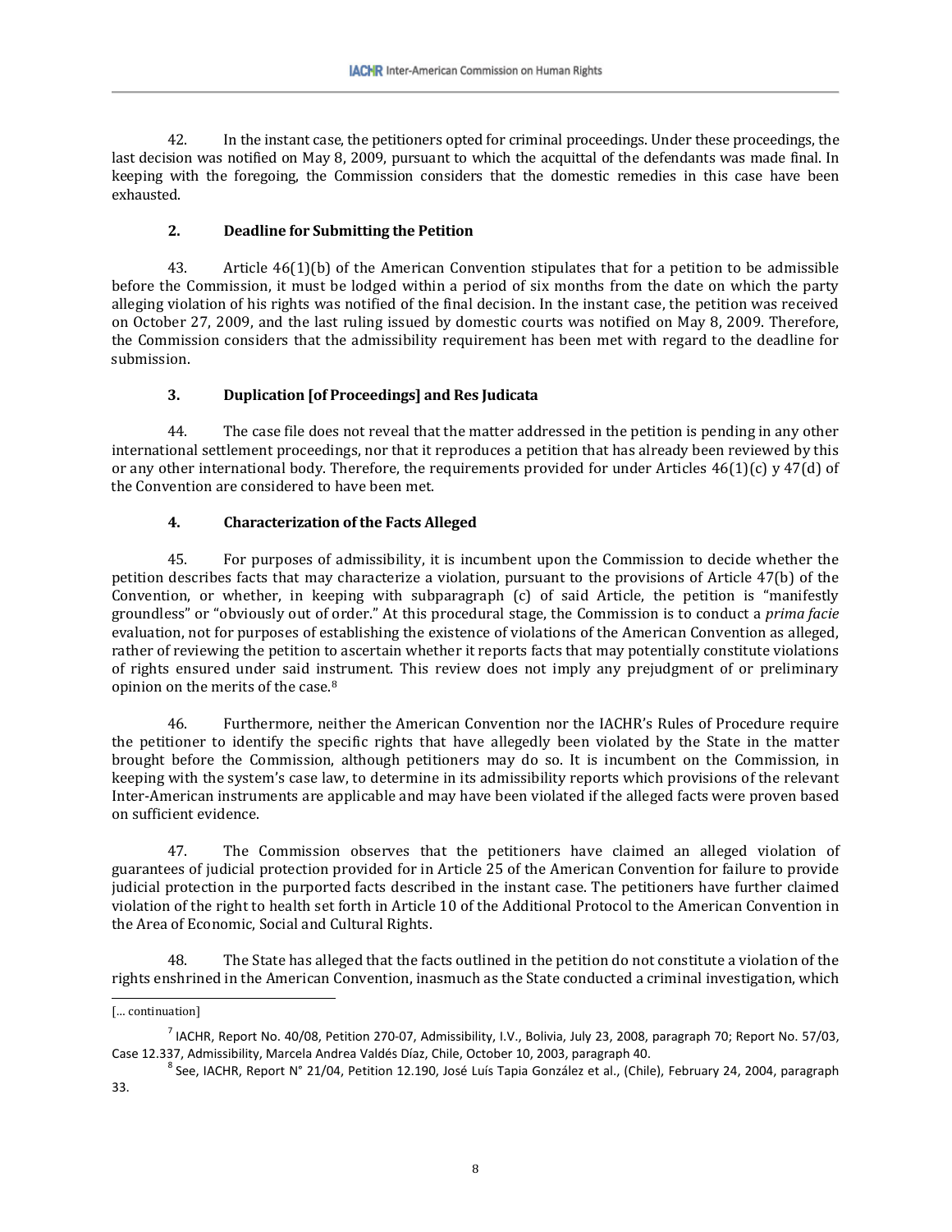42. In the instant case, the petitioners opted for criminal proceedings. Under these proceedings, the last decision was notified on May 8, 2009, pursuant to which the acquittal of the defendants was made final. In keeping with the foregoing, the Commission considers that the domestic remedies in this case have been exhausted.

### 2. Deadline for Submitting the Petition

43. Article 46(1)(b) of the American Convention stipulates that for a petition to be admissible before the Commission, it must be lodged within a period of six months from the date on which the party alleging violation of his rights was notified of the final decision. In the instant case, the petition was received on October 27, 2009, and the last ruling issued by domestic courts was notified on May 8, 2009. Therefore, the Commission considers that the admissibility requirement has been met with regard to the deadline for submission.

### 3. Duplication [of Proceedings] and Res Judicata

44. The case file does not reveal that the matter addressed in the petition is pending in any other international settlement proceedings, nor that it reproduces a petition that has already been reviewed by this or any other international body. Therefore, the requirements provided for under Articles 46(1)(c) y 47(d) of the Convention are considered to have been met.

### 4. Characterization of the Facts Alleged

45. For purposes of admissibility, it is incumbent upon the Commission to decide whether the petition describes facts that may characterize a violation, pursuant to the provisions of Article 47(b) of the Convention, or whether, in keeping with subparagraph (c) of said Article, the petition is "manifestly groundless" or "obviously out of order." At this procedural stage, the Commission is to conduct a *prima facie* evaluation, not for purposes of establishing the existence of violations of the American Convention as alleged, rather of reviewing the petition to ascertain whether it reports facts that may potentially constitute violations of rights ensured under said instrument. This review does not imply any prejudgment of or preliminary opinion on the merits of the case.[8]

46. Furthermore, neither the American Convention nor the IACHR's Rules of Procedure require the petitioner to identify the specific rights that have allegedly been violated by the State in the matter brought before the Commission, although petitioners may do so. It is incumbent on the Commission, in keeping with the system's case law, to determine in its admissibility reports which provisions of the relevant Inter-American instruments are applicable and may have been violated if the alleged facts were proven based on sufficient evidence.

47. The Commission observes that the petitioners have claimed an alleged violation of guarantees of judicial protection provided for in Article 25 of the American Convention for failure to provide judicial protection in the purported facts described in the instant case. The petitioners have further claimed violation of the right to health set forth in Article 10 of the Additional Protocol to the American Convention in the Area of Economic, Social and Cultural Rights.

48. The State has alleged that the facts outlined in the petition do not constitute a violation of the rights enshrined in the American Convention, inasmuch as the State conducted a criminal investigation, which

---

[... continuation]

[7] IACHR, Report No. 40/08, Petition 270-07, Admissibility, I.V., Bolivia, July 23, 2008, paragraph 70; Report No. 57/03, Case 12.337, Admissibility, Marcela Andrea Valdés Díaz, Chile, October 10, 2003, paragraph 40.

[8] See, IACHR, Report N° 21/04, Petition 12.190, José Luís Tapia González et al., (Chile), February 24, 2004, paragraph 33.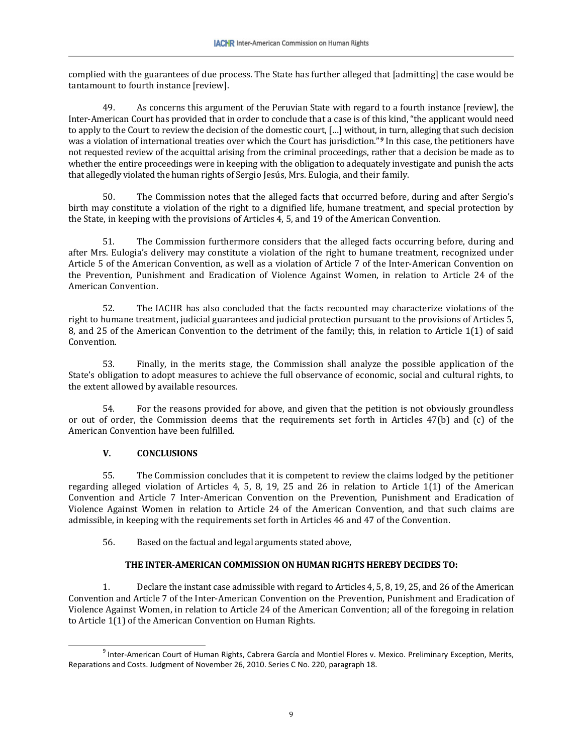complied with the guarantees of due process. The State has further alleged that [admitting] the case would be tantamount to fourth instance [review].

49. As concerns this argument of the Peruvian State with regard to a fourth instance [review], the Inter-American Court has provided that in order to conclude that a case is of this kind, "the applicant would need to apply to the Court to review the decision of the domestic court, […] without, in turn, alleging that such decision was a violation of international treaties over which the Court has jurisdiction."[9] In this case, the petitioners have not requested review of the acquittal arising from the criminal proceedings, rather that a decision be made as to whether the entire proceedings were in keeping with the obligation to adequately investigate and punish the acts that allegedly violated the human rights of Sergio Jesús, Mrs. Eulogia, and their family.

50. The Commission notes that the alleged facts that occurred before, during and after Sergio's birth may constitute a violation of the right to a dignified life, humane treatment, and special protection by the State, in keeping with the provisions of Articles 4, 5, and 19 of the American Convention.

51. The Commission furthermore considers that the alleged facts occurring before, during and after Mrs. Eulogia's delivery may constitute a violation of the right to humane treatment, recognized under Article 5 of the American Convention, as well as a violation of Article 7 of the Inter-American Convention on the Prevention, Punishment and Eradication of Violence Against Women, in relation to Article 24 of the American Convention.

52. The IACHR has also concluded that the facts recounted may characterize violations of the right to humane treatment, judicial guarantees and judicial protection pursuant to the provisions of Articles 5, 8, and 25 of the American Convention to the detriment of the family; this, in relation to Article 1(1) of said Convention.

53. Finally, in the merits stage, the Commission shall analyze the possible application of the State's obligation to adopt measures to achieve the full observance of economic, social and cultural rights, to the extent allowed by available resources.

54. For the reasons provided for above, and given that the petition is not obviously groundless or out of order, the Commission deems that the requirements set forth in Articles 47(b) and (c) of the American Convention have been fulfilled.

## V. CONCLUSIONS

55. The Commission concludes that it is competent to review the claims lodged by the petitioner regarding alleged violation of Articles 4, 5, 8, 19, 25 and 26 in relation to Article 1(1) of the American Convention and Article 7 Inter-American Convention on the Prevention, Punishment and Eradication of Violence Against Women in relation to Article 24 of the American Convention, and that such claims are admissible, in keeping with the requirements set forth in Articles 46 and 47 of the Convention.

56. Based on the factual and legal arguments stated above,

**THE INTER-AMERICAN COMMISSION ON HUMAN RIGHTS HEREBY DECIDES TO:**

1. Declare the instant case admissible with regard to Articles 4, 5, 8, 19, 25, and 26 of the American Convention and Article 7 of the Inter-American Convention on the Prevention, Punishment and Eradication of Violence Against Women, in relation to Article 24 of the American Convention; all of the foregoing in relation to Article 1(1) of the American Convention on Human Rights.

---

[9] Inter-American Court of Human Rights, Cabrera García and Montiel Flores v. Mexico. Preliminary Exception, Merits, Reparations and Costs. Judgment of November 26, 2010. Series C No. 220, paragraph 18.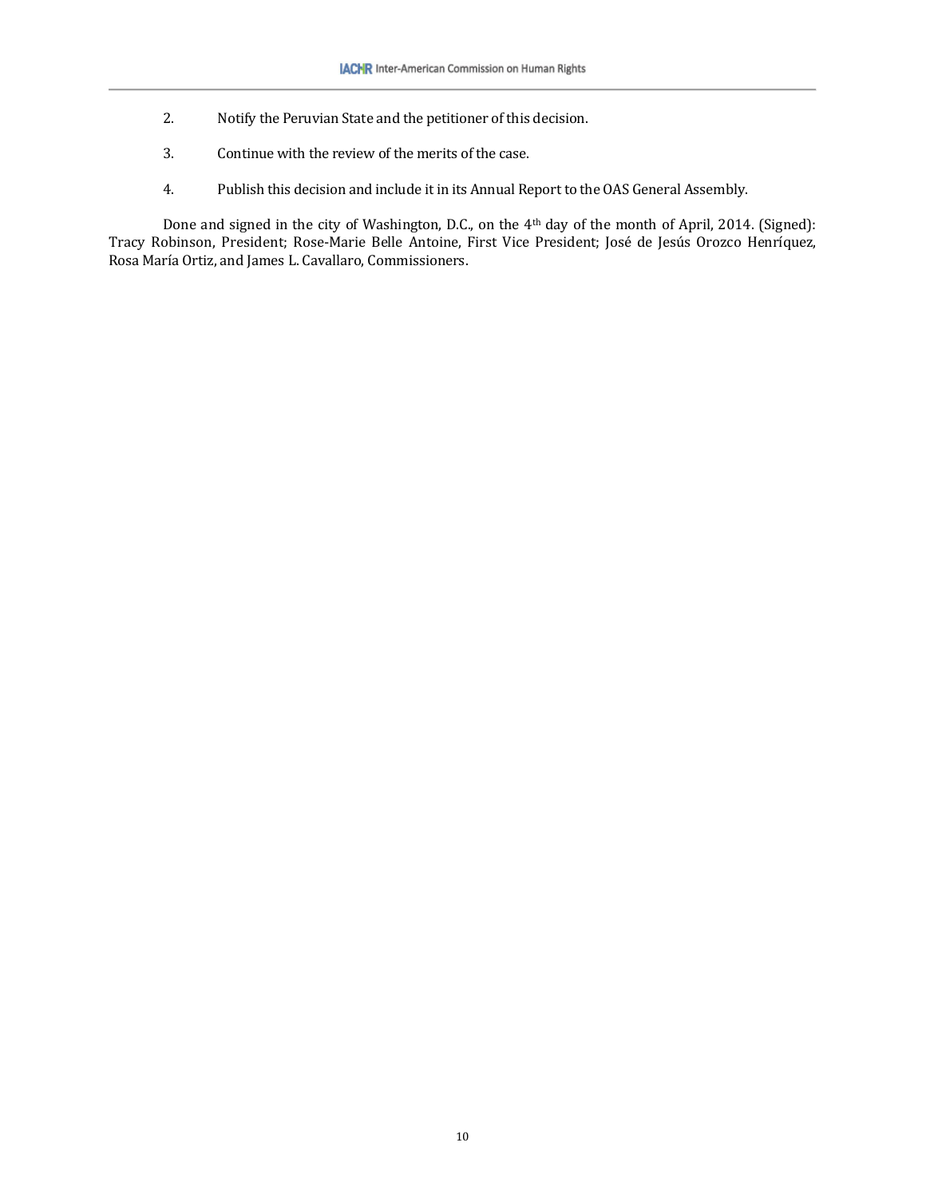2. Notify the Peruvian State and the petitioner of this decision.

3. Continue with the review of the merits of the case.

4. Publish this decision and include it in its Annual Report to the OAS General Assembly.

Done and signed in the city of Washington, D.C., on the 4th day of the month of April, 2014. (Signed): Tracy Robinson, President; Rose-Marie Belle Antoine, First Vice President; José de Jesús Orozco Henríquez, Rosa María Ortiz, and James L. Cavallaro, Commissioners.